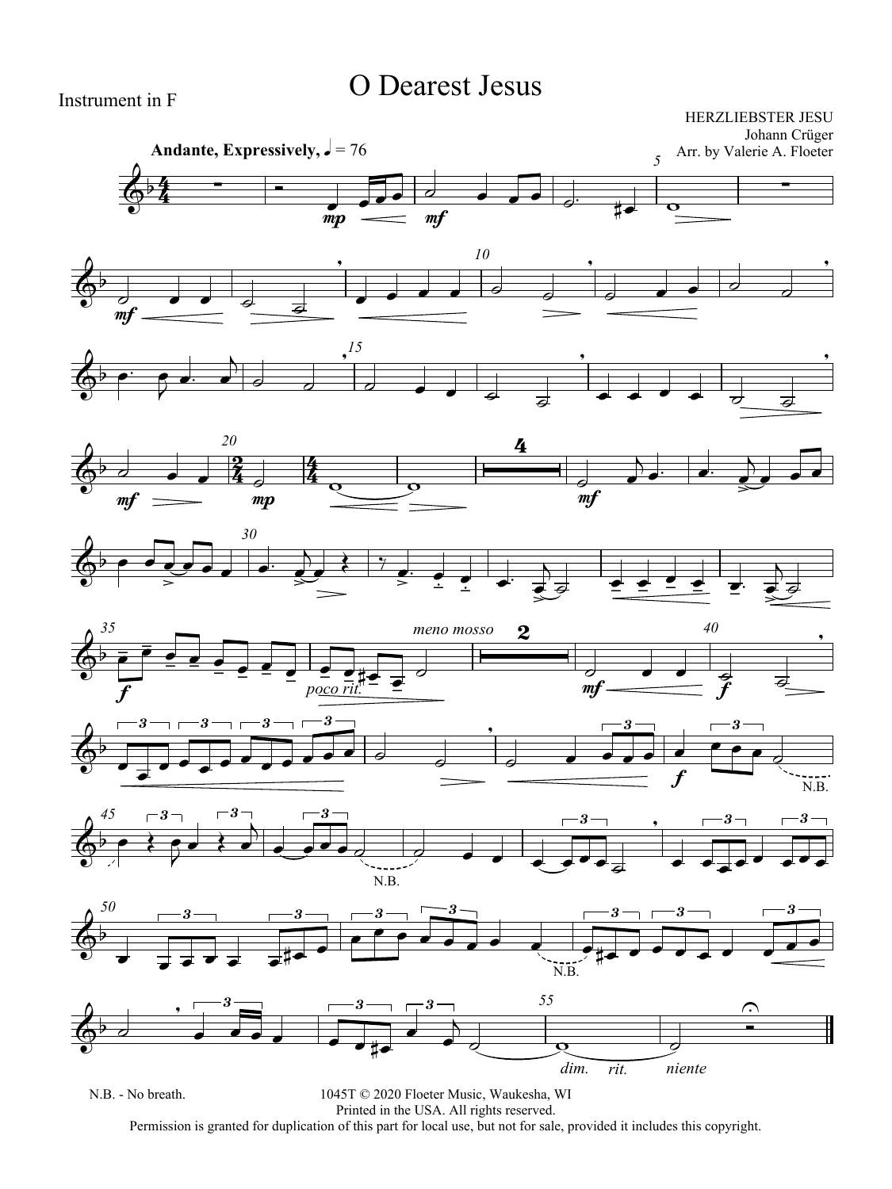Instrument in F

# O Dearest Jesus

HERZLIEBSTER JESU
Johann Crüger
Arr. by Valerie A. Floeter

**Andante, Expressively,** ♩ = 76

N.B. - No breath.

1045T © 2020 Floeter Music, Waukesha, WI
Printed in the USA. All rights reserved.
Permission is granted for duplication of this part for local use, but not for sale, provided it includes this copyright.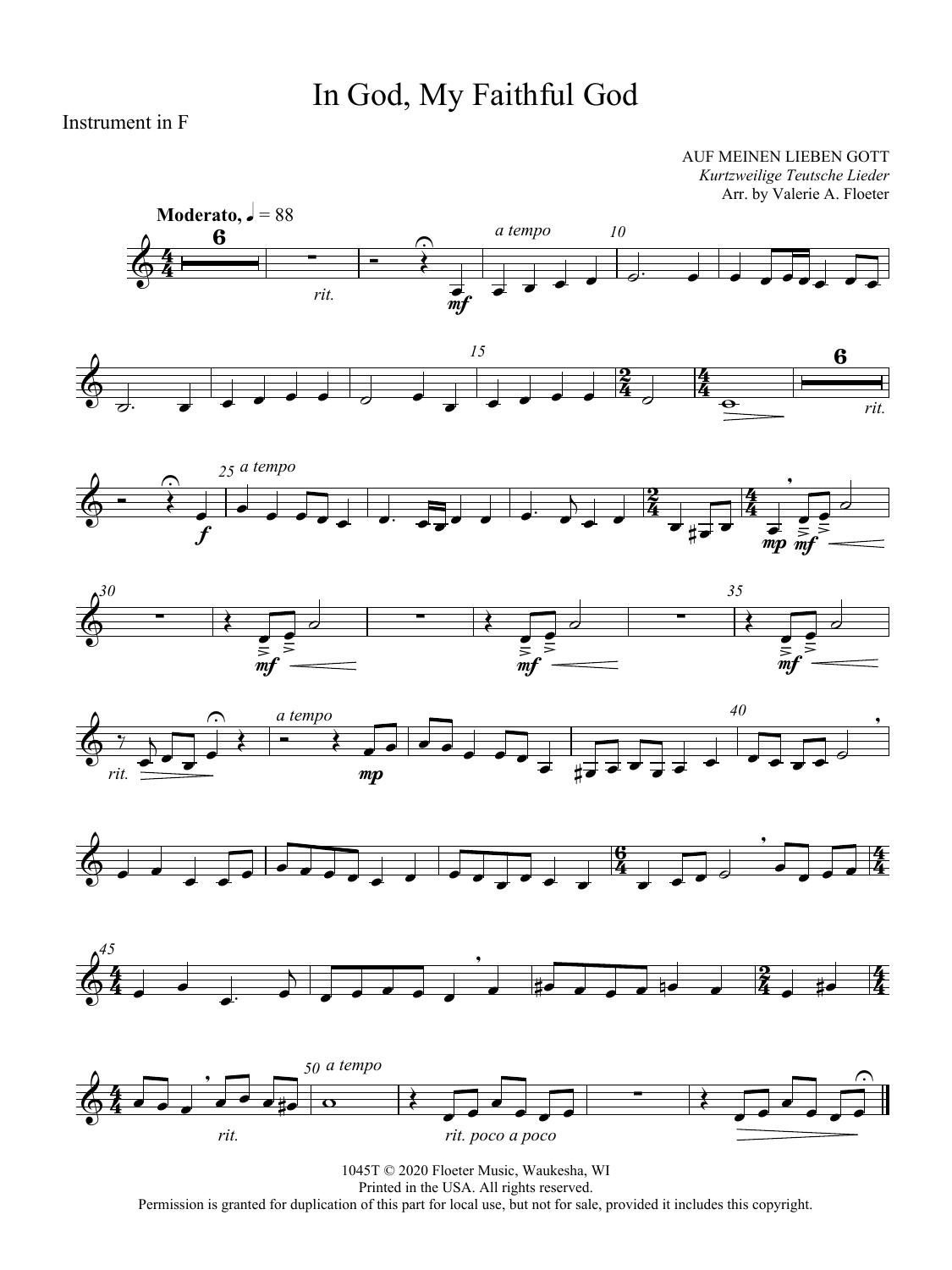# In God, My Faithful God

Instrument in F

AUF MEINEN LIEBEN GOTT
*Kurtzweilige Teutsche Lieder*
Arr. by Valerie A. Floeter

1045T © 2020 Floeter Music, Waukesha, WI
Printed in the USA. All rights reserved.
Permission is granted for duplication of this part for local use, but not for sale, provided it includes this copyright.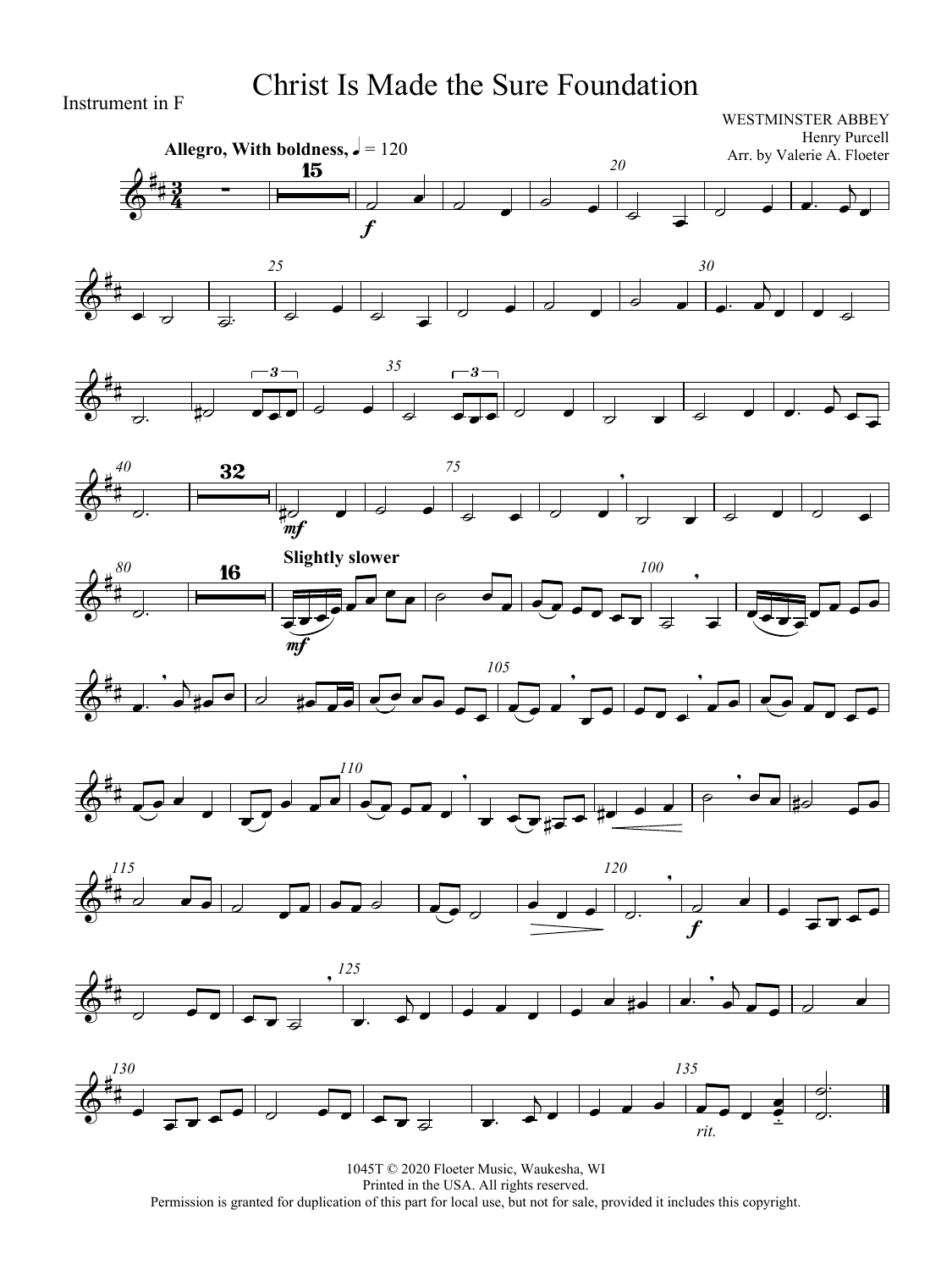Instrument in F

# Christ Is Made the Sure Foundation

WESTMINSTER ABBEY
Henry Purcell
Arr. by Valerie A. Floeter

**Allegro, With boldness,** ♩ = 120

1045T © 2020 Floeter Music, Waukesha, WI
Printed in the USA. All rights reserved.
Permission is granted for duplication of this part for local use, but not for sale, provided it includes this copyright.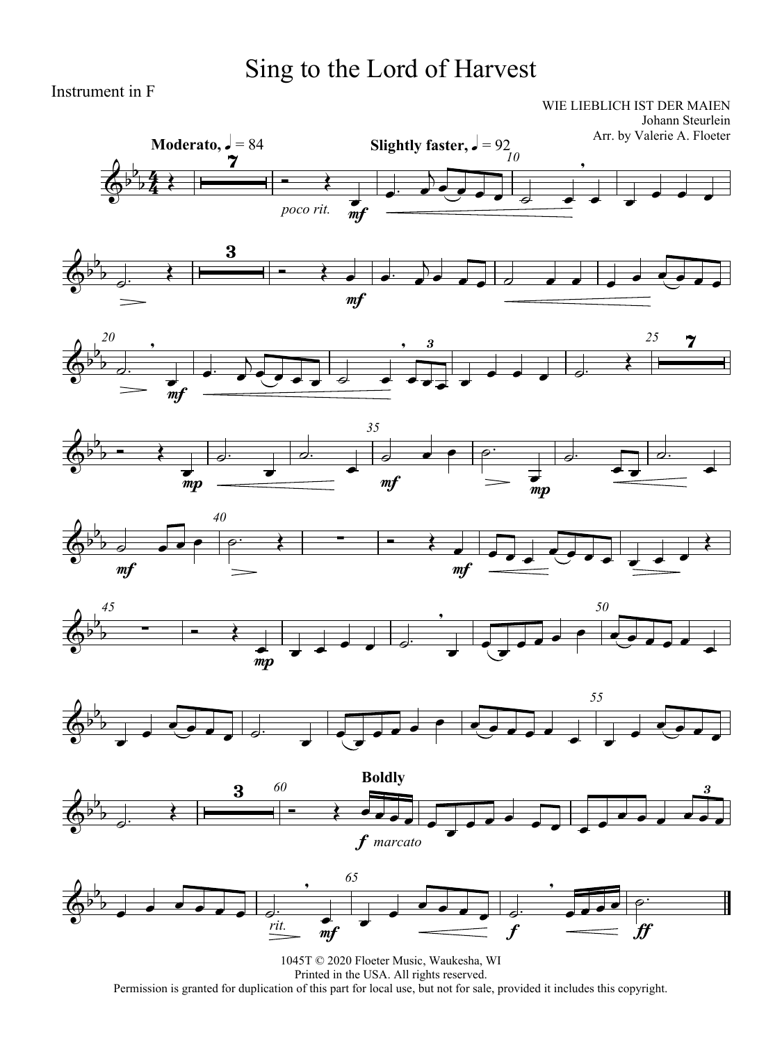# Sing to the Lord of Harvest

Instrument in F

WIE LIEBLICH IST DER MAIEN
Johann Steurlein
Arr. by Valerie A. Floeter

1045T © 2020 Floeter Music, Waukesha, WI
Printed in the USA. All rights reserved.
Permission is granted for duplication of this part for local use, but not for sale, provided it includes this copyright.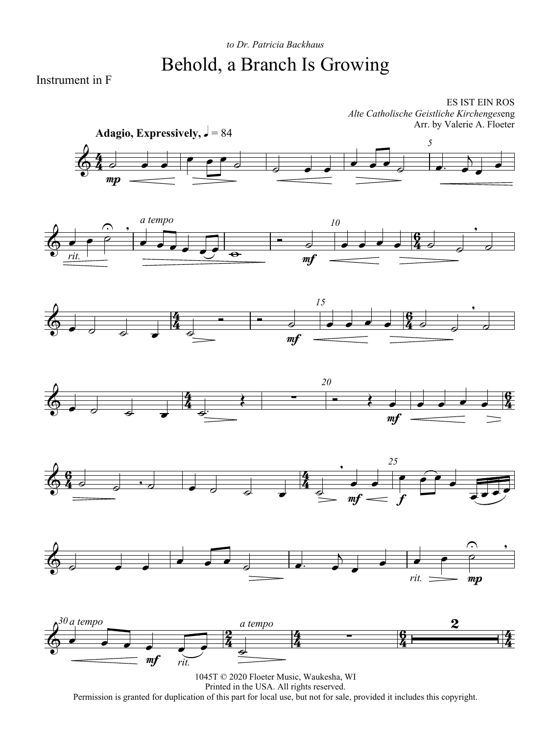*to Dr. Patricia Backhaus*

# Behold, a Branch Is Growing

Instrument in F

ES IST EIN ROS
*Alte Catholische Geistliche Kirchengeseseng*
Arr. by Valerie A. Floeter

**Adagio, Expressively,** ♩ = 84

1045T © 2020 Floeter Music, Waukesha, WI
Printed in the USA. All rights reserved.
Permission is granted for duplication of this part for local use, but not for sale, provided it includes this copyright.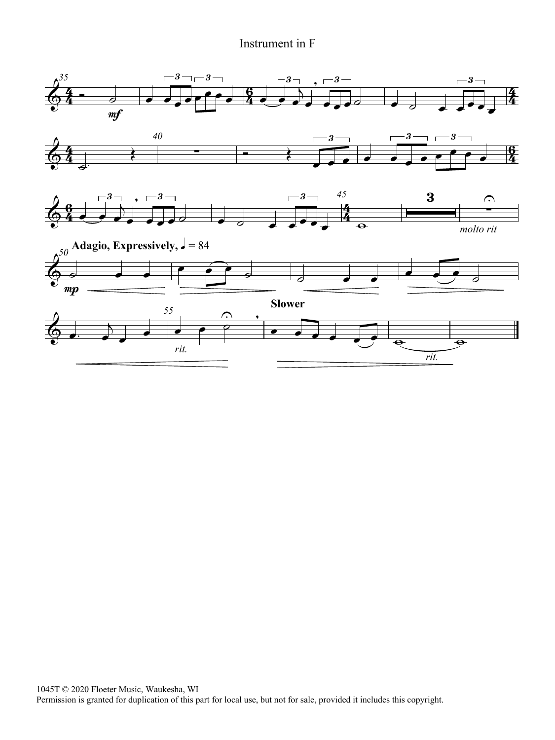Instrument in F

1045T © 2020 Floeter Music, Waukesha, WI
Permission is granted for duplication of this part for local use, but not for sale, provided it includes this copyright.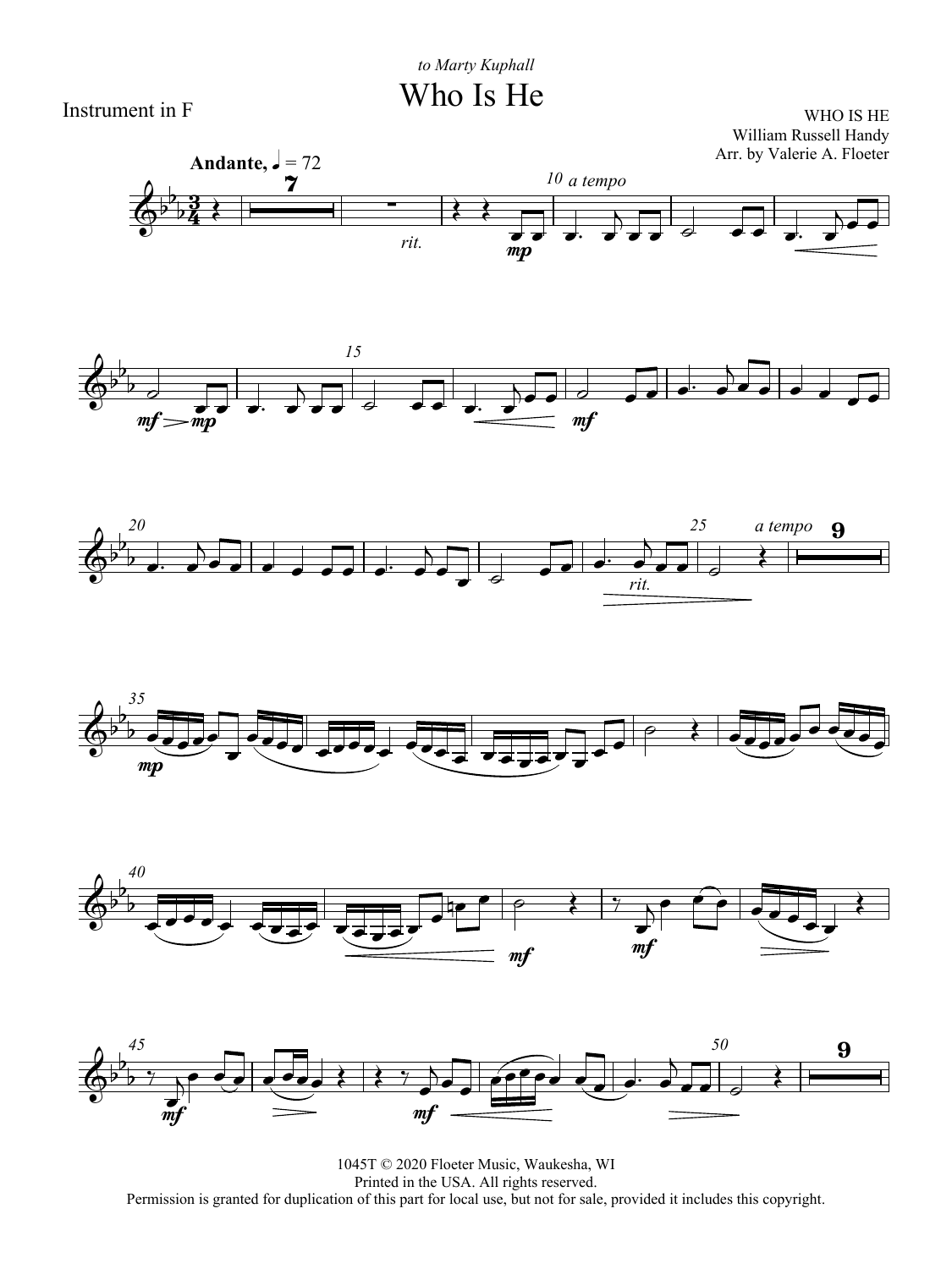*to Marty Kuphall*

# Who Is He

Instrument in F

WHO IS HE
William Russell Handy
Arr. by Valerie A. Floeter

**Andante**, ♩ = 72

1045T © 2020 Floeter Music, Waukesha, WI
Printed in the USA. All rights reserved.
Permission is granted for duplication of this part for local use, but not for sale, provided it includes this copyright.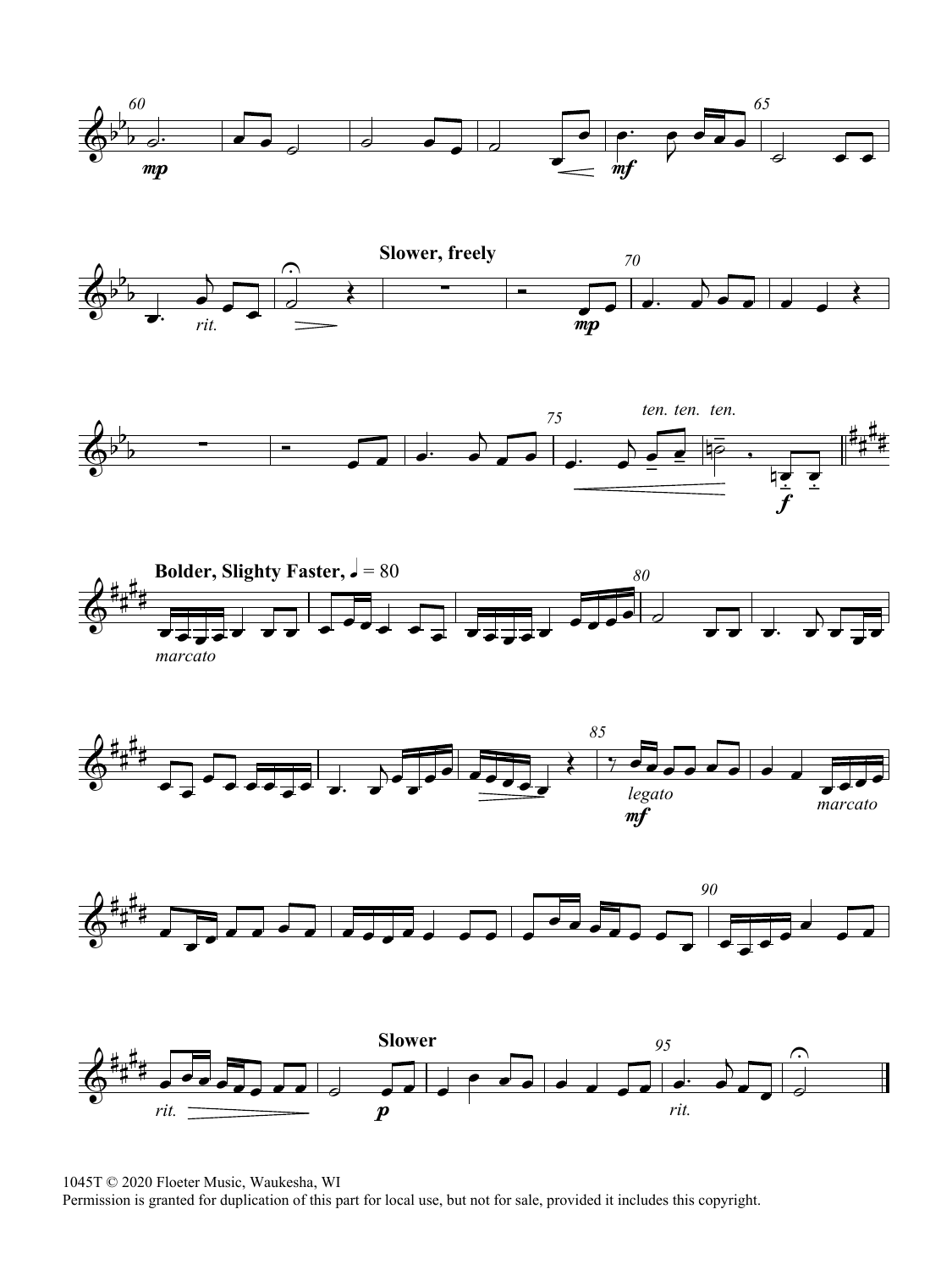1045T © 2020 Floeter Music, Waukesha, WI
Permission is granted for duplication of this part for local use, but not for sale, provided it includes this copyright.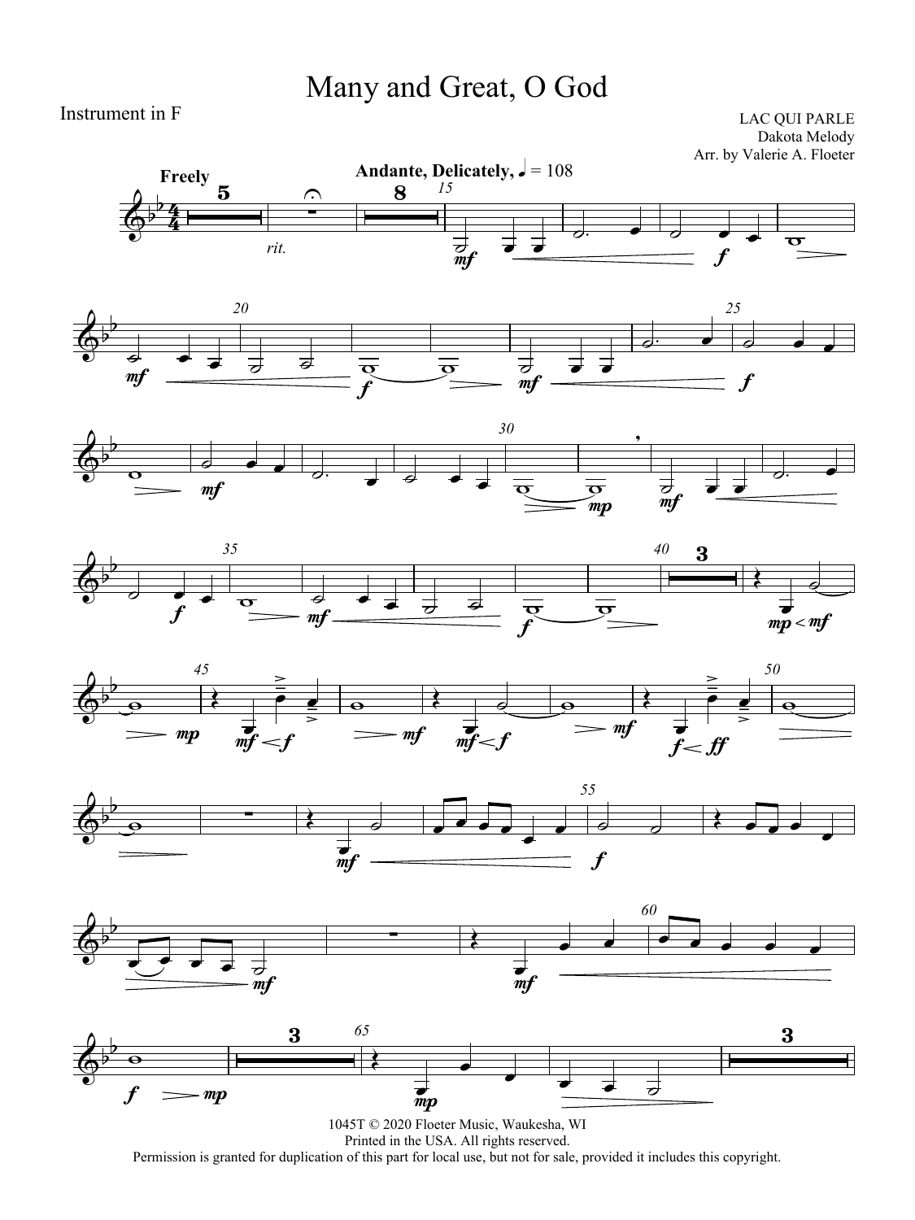# Many and Great, O God

Instrument in F

LAC QUI PARLE
Dakota Melody
Arr. by Valerie A. Floeter

1045T © 2020 Floeter Music, Waukesha, WI
Printed in the USA. All rights reserved.
Permission is granted for duplication of this part for local use, but not for sale, provided it includes this copyright.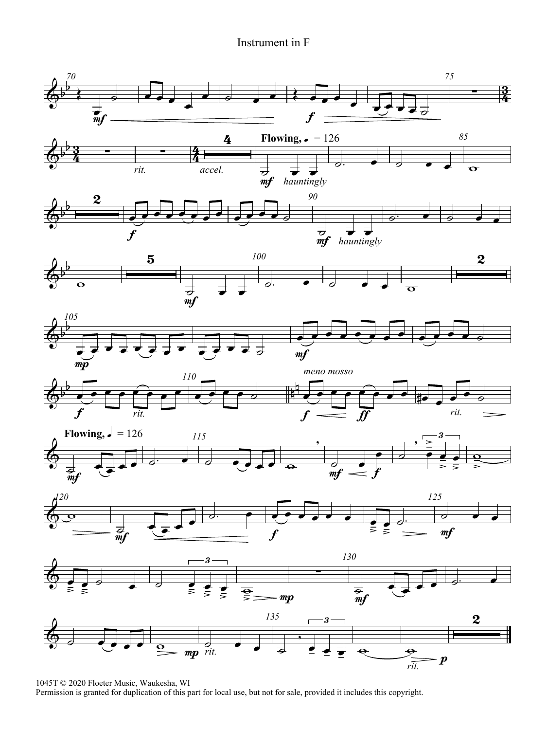Instrument in F

1045T © 2020 Floeter Music, Waukesha, WI
Permission is granted for duplication of this part for local use, but not for sale, provided it includes this copyright.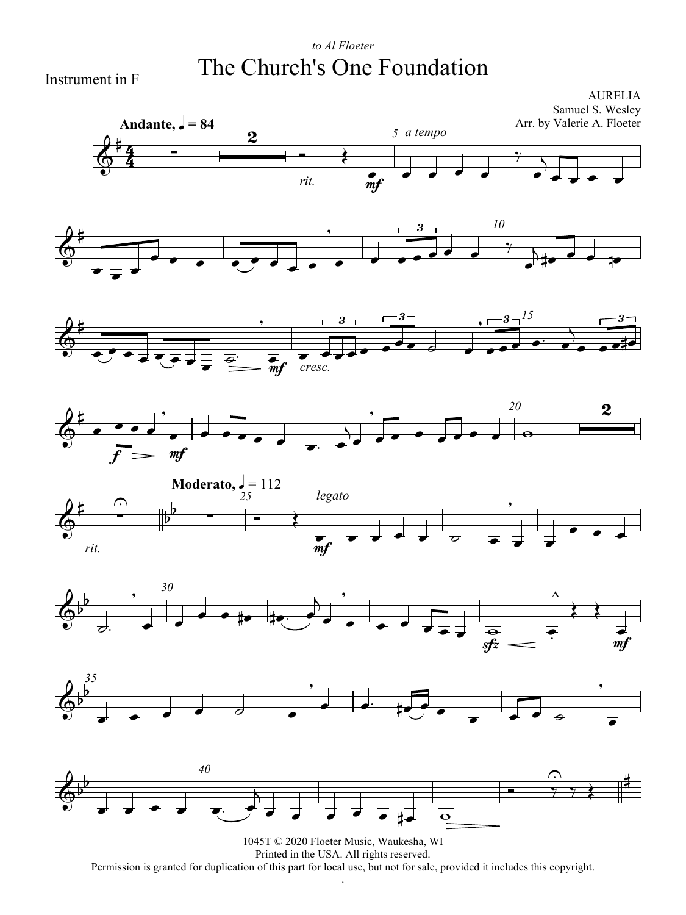*to Al Floeter*

Instrument in F

# The Church's One Foundation

AURELIA
Samuel S. Wesley
Arr. by Valerie A. Floeter

1045T © 2020 Floeter Music, Waukesha, WI
Printed in the USA. All rights reserved.
Permission is granted for duplication of this part for local use, but not for sale, provided it includes this copyright.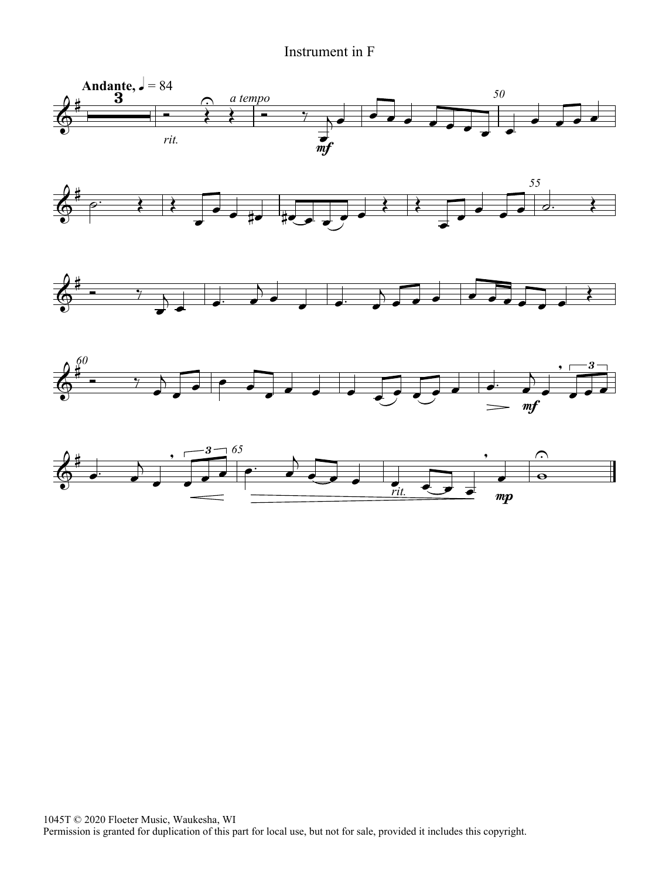Instrument in F

1045T © 2020 Floeter Music, Waukesha, WI
Permission is granted for duplication of this part for local use, but not for sale, provided it includes this copyright.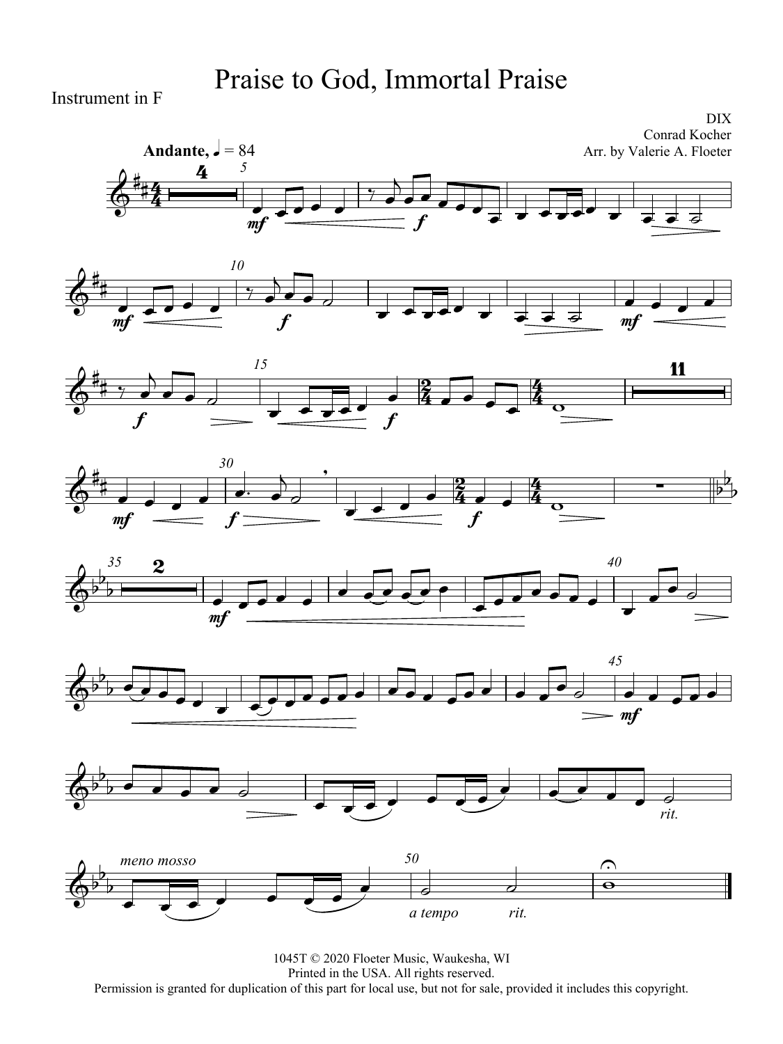# Praise to God, Immortal Praise

Instrument in F

DIX
Conrad Kocher
Arr. by Valerie A. Floeter

1045T © 2020 Floeter Music, Waukesha, WI
Printed in the USA. All rights reserved.
Permission is granted for duplication of this part for local use, but not for sale, provided it includes this copyright.